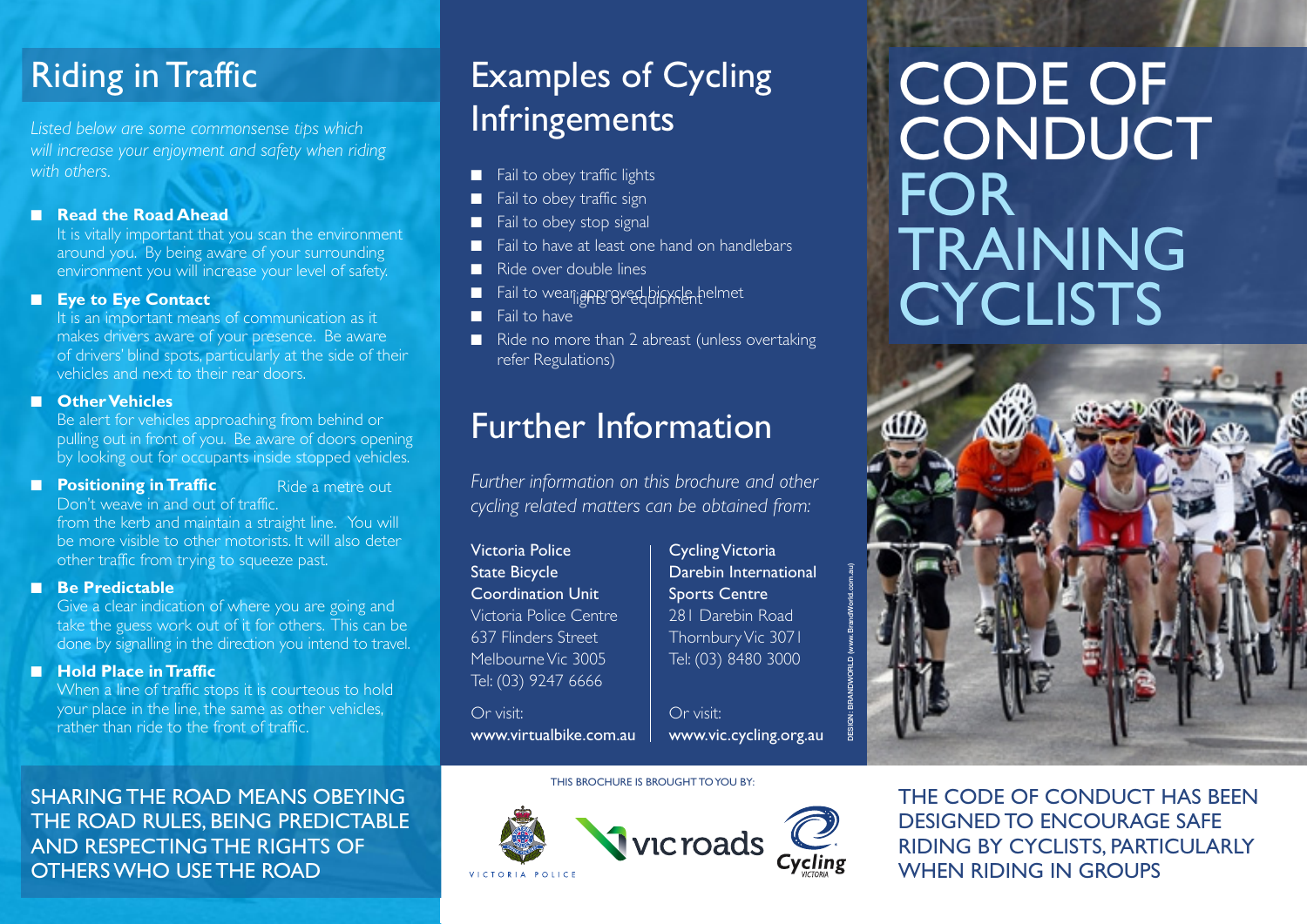# Riding in Traffic

*Listed below are some commonsense tips which will increase your enjoyment and safety when riding with others.*

- **Read the Road Ahead**
  It is vitally important that you scan the environment around you. By being aware of your surrounding environment you will increase your level of safety.
- **Eye to Eye Contact**
  It is an important means of communication as it makes drivers aware of your presence. Be aware of drivers' blind spots, particularly at the side of their vehicles and next to their rear doors.
- **Other Vehicles**
  Be alert for vehicles approaching from behind or pulling out in front of you. Be aware of doors opening by looking out for occupants inside stopped vehicles.
- **Positioning in Traffic**
  Don't weave in and out of traffic. Ride a metre out from the kerb and maintain a straight line. You will be more visible to other motorists. It will also deter other traffic from trying to squeeze past.
- **Be Predictable**
  Give a clear indication of where you are going and take the guess work out of it for others. This can be done by signalling in the direction you intend to travel.
- **Hold Place in Traffic**
  When a line of traffic stops it is courteous to hold your place in the line, the same as other vehicles, rather than ride to the front of traffic.

SHARING THE ROAD MEANS OBEYING THE ROAD RULES, BEING PREDICTABLE AND RESPECTING THE RIGHTS OF OTHERS WHO USE THE ROAD

# Examples of Cycling Infringements

- Fail to obey traffic lights
- Fail to obey traffic sign
- Fail to obey stop signal
- Fail to have at least one hand on handlebars
- Ride over double lines
- Fail to wear approved bicycle helmet
- Fail to have lights or equipment
- Ride no more than 2 abreast (unless overtaking refer Regulations)

# Further Information

*Further information on this brochure and other cycling related matters can be obtained from:*

Victoria Police
State Bicycle
Coordination Unit
Victoria Police Centre
637 Flinders Street
Melbourne Vic 3005
Tel: (03) 9247 6666

Or visit:
www.virtualbike.com.au

Cycling Victoria
Darebin International
Sports Centre
281 Darebin Road
Thornbury Vic 3071
Tel: (03) 8480 3000

Or visit:
www.vic.cycling.org.au

DESIGN: BRANDWORLD (www.BrandWorld.com.au)

THIS BROCHURE IS BROUGHT TO YOU BY:

VICTORIA POLICE · vicroads · Cycling VICTORIA

# CODE OF CONDUCT FOR TRAINING CYCLISTS

THE CODE OF CONDUCT HAS BEEN DESIGNED TO ENCOURAGE SAFE RIDING BY CYCLISTS, PARTICULARLY WHEN RIDING IN GROUPS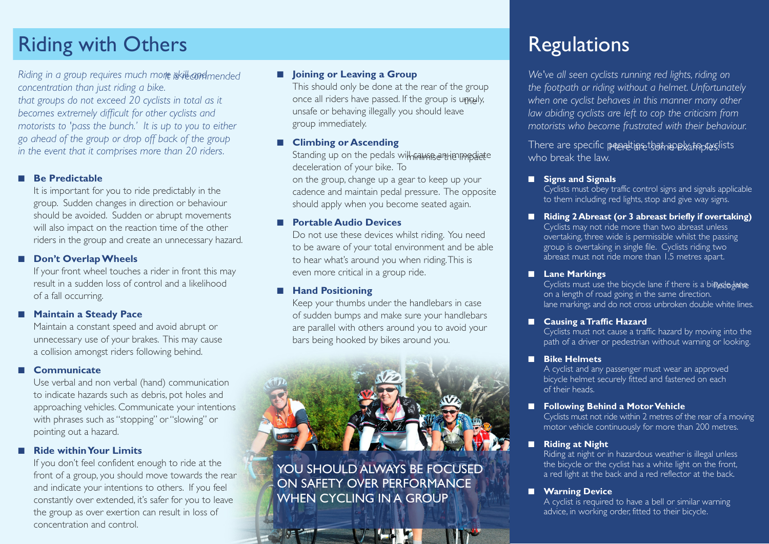# Riding with Others

*Riding in a group requires much more skill and concentration than just riding a bike. It is recommended that groups do not exceed 20 cyclists in total as it becomes extremely difficult for other cyclists and motorists to 'pass the bunch.' It is up to you to either go ahead of the group or drop off back of the group in the event that it comprises more than 20 riders.*

- **Be Predictable**
  It is important for you to ride predictably in the group. Sudden changes in direction or behaviour should be avoided. Sudden or abrupt movements will also impact on the reaction time of the other riders in the group and create an unnecessary hazard.

- **Don't Overlap Wheels**
  If your front wheel touches a rider in front this may result in a sudden loss of control and a likelihood of a fall occurring.

- **Maintain a Steady Pace**
  Maintain a constant speed and avoid abrupt or unnecessary use of your brakes. This may cause a collision amongst riders following behind.

- **Communicate**
  Use verbal and non verbal (hand) communication to indicate hazards such as debris, pot holes and approaching vehicles. Communicate your intentions with phrases such as "stopping" or "slowing" or pointing out a hazard.

- **Ride within Your Limits**
  If you don't feel confident enough to ride at the front of a group, you should move towards the rear and indicate your intentions to others. If you feel constantly over extended, it's safer for you to leave the group as over exertion can result in loss of concentration and control.

- **Joining or Leaving a Group**
  This should only be done at the rear of the group once all riders have passed. If the group is unruly, unsafe or behaving illegally you should leave the group immediately.

- **Climbing or Ascending**
  Standing up on the pedals will cause an immediate deceleration of your bike. To minimise the impact on the group, change up a gear to keep up your cadence and maintain pedal pressure. The opposite should apply when you become seated again.

- **Portable Audio Devices**
  Do not use these devices whilst riding. You need to be aware of your total environment and be able to hear what's around you when riding. This is even more critical in a group ride.

- **Hand Positioning**
  Keep your thumbs under the handlebars in case of sudden bumps and make sure your handlebars are parallel with others around you to avoid your bars being hooked by bikes around you.

YOU SHOULD ALWAYS BE FOCUSED ON SAFETY OVER PERFORMANCE WHEN CYCLING IN A GROUP

# Regulations

*We've all seen cyclists running red lights, riding on the footpath or riding without a helmet. Unfortunately when one cyclist behaves in this manner many other law abiding cyclists are left to cop the criticism from motorists who become frustrated with their behaviour.*

There are specific penalties that apply to cyclists who break the law. Here are some examples:

- **Signs and Signals**
  Cyclists must obey traffic control signs and signals applicable to them including red lights, stop and give way signs.

- **Riding 2 Abreast (or 3 abreast briefly if overtaking)**
  Cyclists may not ride more than two abreast unless overtaking, three wide is permissible whilst the passing group is overtaking in single file. Cyclists riding two abreast must not ride more than 1.5 metres apart.

- **Lane Markings**
  Cyclists must use the bicycle lane if there is a bicycle lane on a length of road going in the same direction. Recognise lane markings and do not cross unbroken double white lines.

- **Causing a Traffic Hazard**
  Cyclists must not cause a traffic hazard by moving into the path of a driver or pedestrian without warning or looking.

- **Bike Helmets**
  A cyclist and any passenger must wear an approved bicycle helmet securely fitted and fastened on each of their heads.

- **Following Behind a Motor Vehicle**
  Cyclists must not ride within 2 metres of the rear of a moving motor vehicle continuously for more than 200 metres.

- **Riding at Night**
  Riding at night or in hazardous weather is illegal unless the bicycle or the cyclist has a white light on the front, a red light at the back and a red reflector at the back.

- **Warning Device**
  A cyclist is required to have a bell or similar warning advice, in working order, fitted to their bicycle.